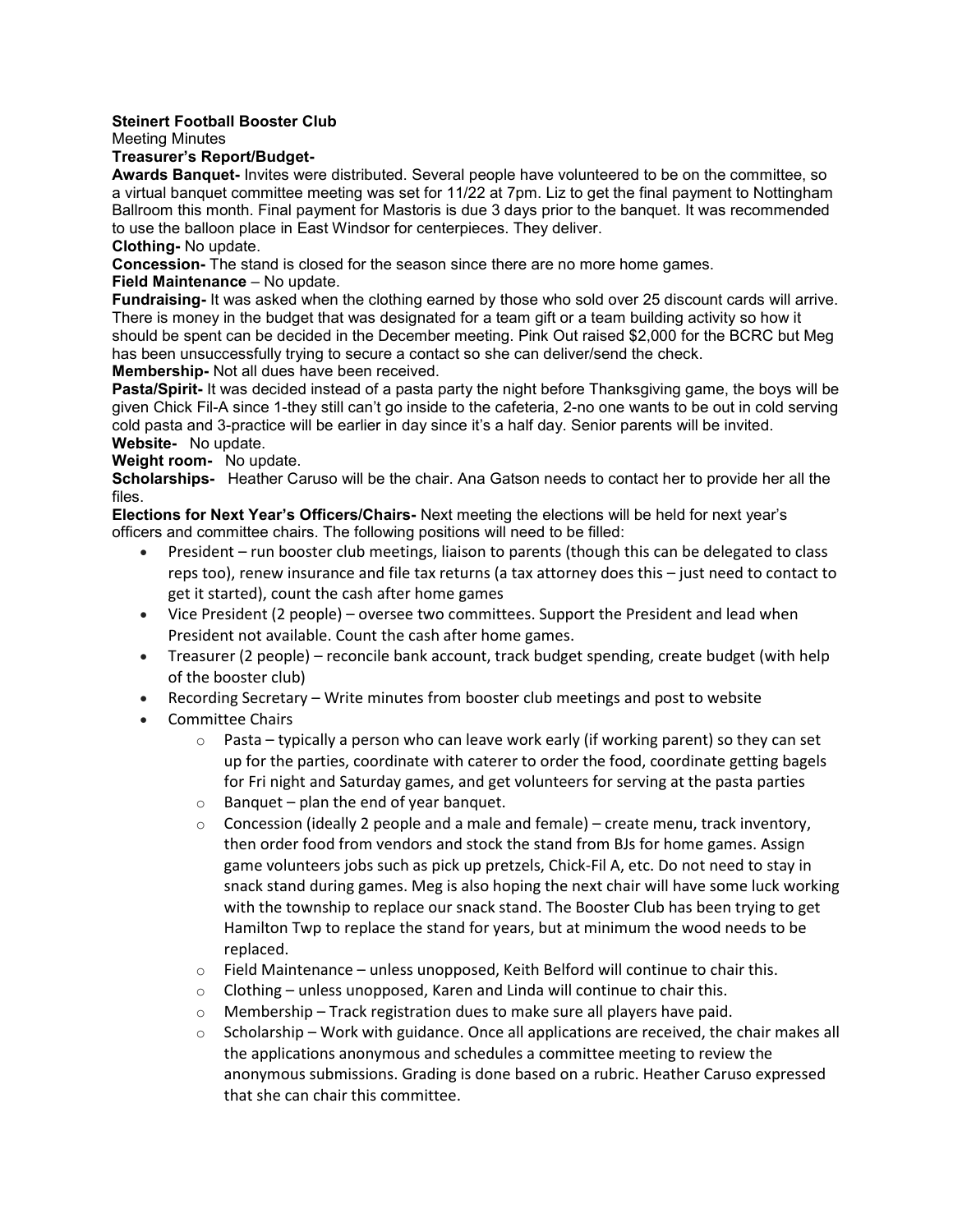**Steinert Football Booster Club**

Meeting Minutes

**Treasurer's Report/Budget-**

**Awards Banquet-** Invites were distributed. Several people have volunteered to be on the committee, so a virtual banquet committee meeting was set for 11/22 at 7pm. Liz to get the final payment to Nottingham Ballroom this month. Final payment for Mastoris is due 3 days prior to the banquet. It was recommended to use the balloon place in East Windsor for centerpieces. They deliver.

**Clothing-** No update.

**Concession-** The stand is closed for the season since there are no more home games.

**Field Maintenance** – No update.

**Fundraising-** It was asked when the clothing earned by those who sold over 25 discount cards will arrive. There is money in the budget that was designated for a team gift or a team building activity so how it should be spent can be decided in the December meeting. Pink Out raised $2,000 for the BCRC but Meg has been unsuccessfully trying to secure a contact so she can deliver/send the check.

**Membership-** Not all dues have been received.

**Pasta/Spirit-** It was decided instead of a pasta party the night before Thanksgiving game, the boys will be given Chick Fil-A since 1-they still can't go inside to the cafeteria, 2-no one wants to be out in cold serving cold pasta and 3-practice will be earlier in day since it's a half day. Senior parents will be invited.

**Website-** No update.

**Weight room-** No update.

**Scholarships-** Heather Caruso will be the chair. Ana Gatson needs to contact her to provide her all the files.

**Elections for Next Year's Officers/Chairs-** Next meeting the elections will be held for next year's officers and committee chairs. The following positions will need to be filled:

- President – run booster club meetings, liaison to parents (though this can be delegated to class reps too), renew insurance and file tax returns (a tax attorney does this – just need to contact to get it started), count the cash after home games
- Vice President (2 people) – oversee two committees. Support the President and lead when President not available. Count the cash after home games.
- Treasurer (2 people) – reconcile bank account, track budget spending, create budget (with help of the booster club)
- Recording Secretary – Write minutes from booster club meetings and post to website
- Committee Chairs
  - Pasta – typically a person who can leave work early (if working parent) so they can set up for the parties, coordinate with caterer to order the food, coordinate getting bagels for Fri night and Saturday games, and get volunteers for serving at the pasta parties
  - Banquet – plan the end of year banquet.
  - Concession (ideally 2 people and a male and female) – create menu, track inventory, then order food from vendors and stock the stand from BJs for home games. Assign game volunteers jobs such as pick up pretzels, Chick-Fil A, etc. Do not need to stay in snack stand during games. Meg is also hoping the next chair will have some luck working with the township to replace our snack stand. The Booster Club has been trying to get Hamilton Twp to replace the stand for years, but at minimum the wood needs to be replaced.
  - Field Maintenance – unless unopposed, Keith Belford will continue to chair this.
  - Clothing – unless unopposed, Karen and Linda will continue to chair this.
  - Membership – Track registration dues to make sure all players have paid.
  - Scholarship – Work with guidance. Once all applications are received, the chair makes all the applications anonymous and schedules a committee meeting to review the anonymous submissions. Grading is done based on a rubric. Heather Caruso expressed that she can chair this committee.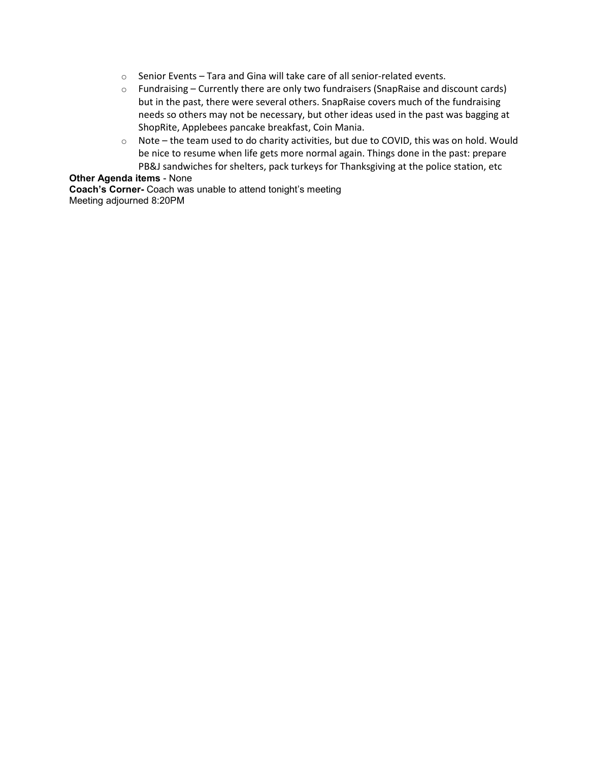- Senior Events – Tara and Gina will take care of all senior-related events.
- Fundraising – Currently there are only two fundraisers (SnapRaise and discount cards) but in the past, there were several others. SnapRaise covers much of the fundraising needs so others may not be necessary, but other ideas used in the past was bagging at ShopRite, Applebees pancake breakfast, Coin Mania.
- Note – the team used to do charity activities, but due to COVID, this was on hold. Would be nice to resume when life gets more normal again. Things done in the past: prepare PB&J sandwiches for shelters, pack turkeys for Thanksgiving at the police station, etc

**Other Agenda items** - None

**Coach's Corner-** Coach was unable to attend tonight's meeting

Meeting adjourned 8:20PM